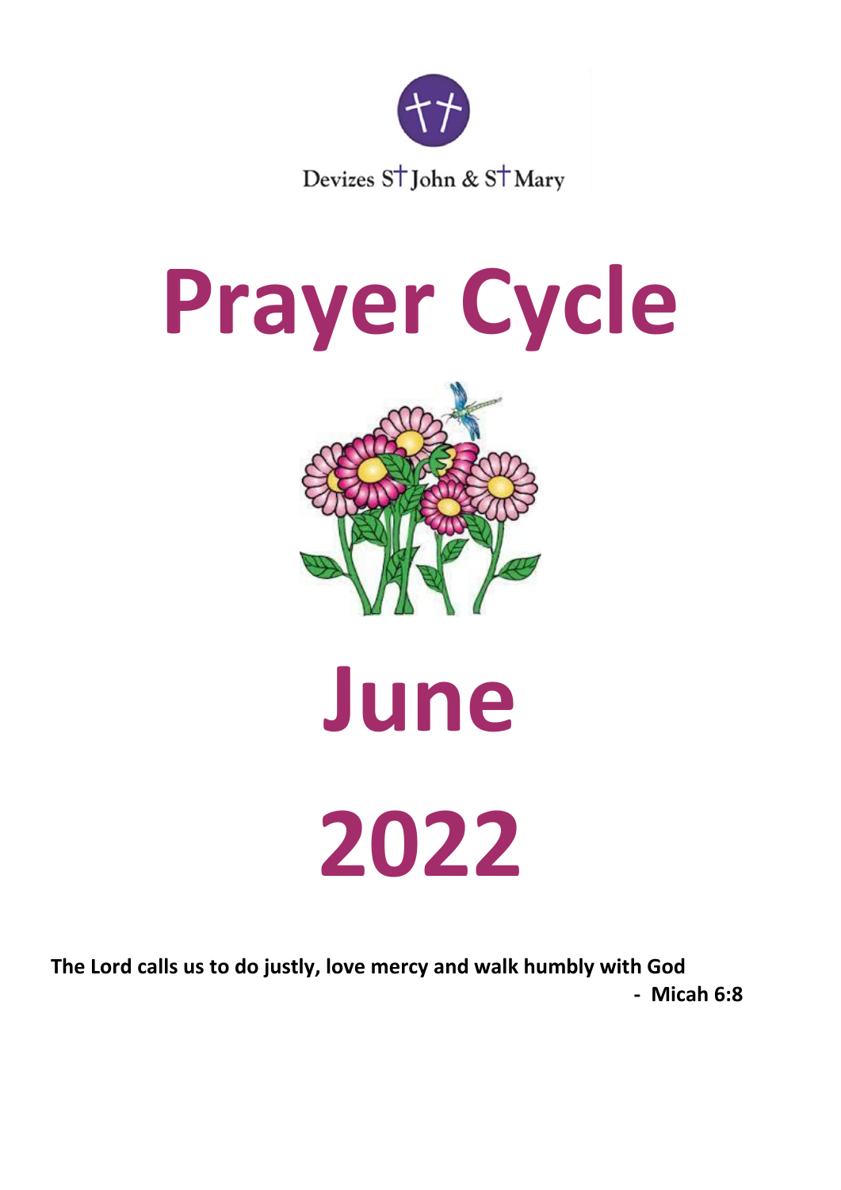Devizes St John & St Mary

# Prayer Cycle

# June

# 2022

**The Lord calls us to do justly, love mercy and walk humbly with God**

**- Micah 6:8**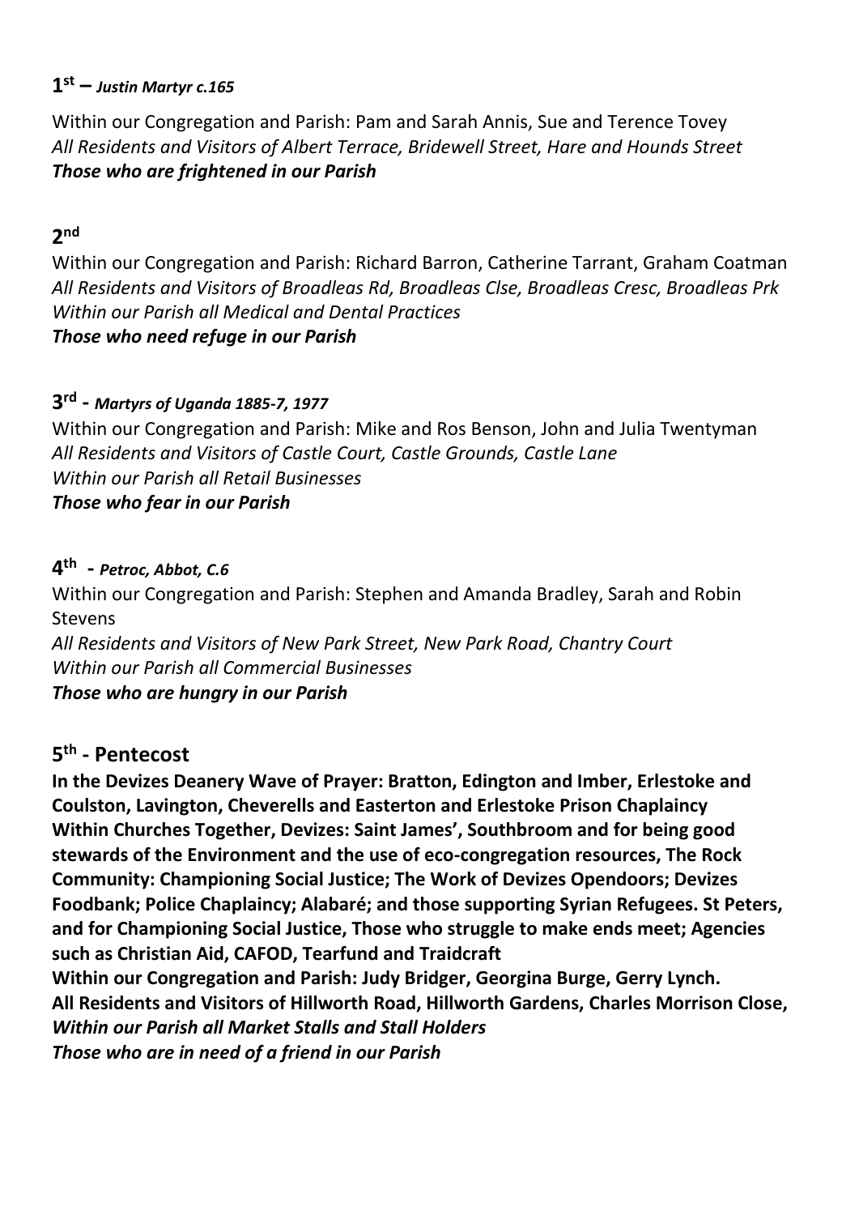**1st – *Justin Martyr c.165***

Within our Congregation and Parish: Pam and Sarah Annis, Sue and Terence Tovey
*All Residents and Visitors of Albert Terrace, Bridewell Street, Hare and Hounds Street*
***Those who are frightened in our Parish***

**2nd**

Within our Congregation and Parish: Richard Barron, Catherine Tarrant, Graham Coatman
*All Residents and Visitors of Broadleas Rd, Broadleas Clse, Broadleas Cresc, Broadleas Prk*
*Within our Parish all Medical and Dental Practices*
***Those who need refuge in our Parish***

**3rd - *Martyrs of Uganda 1885-7, 1977***

Within our Congregation and Parish: Mike and Ros Benson, John and Julia Twentyman
*All Residents and Visitors of Castle Court, Castle Grounds, Castle Lane*
*Within our Parish all Retail Businesses*
***Those who fear in our Parish***

**4th - *Petroc, Abbot, C.6***

Within our Congregation and Parish: Stephen and Amanda Bradley, Sarah and Robin Stevens
*All Residents and Visitors of New Park Street, New Park Road, Chantry Court*
*Within our Parish all Commercial Businesses*
***Those who are hungry in our Parish***

## 5th - Pentecost

**In the Devizes Deanery Wave of Prayer: Bratton, Edington and Imber, Erlestoke and Coulston, Lavington, Cheverells and Easterton and Erlestoke Prison Chaplaincy**
**Within Churches Together, Devizes: Saint James', Southbroom and for being good stewards of the Environment and the use of eco-congregation resources, The Rock Community: Championing Social Justice; The Work of Devizes Opendoors; Devizes Foodbank; Police Chaplaincy; Alabaré; and those supporting Syrian Refugees. St Peters, and for Championing Social Justice, Those who struggle to make ends meet; Agencies such as Christian Aid, CAFOD, Tearfund and Traidcraft**
**Within our Congregation and Parish: Judy Bridger, Georgina Burge, Gerry Lynch.**
**All Residents and Visitors of Hillworth Road, Hillworth Gardens, Charles Morrison Close,**
***Within our Parish all Market Stalls and Stall Holders***
***Those who are in need of a friend in our Parish***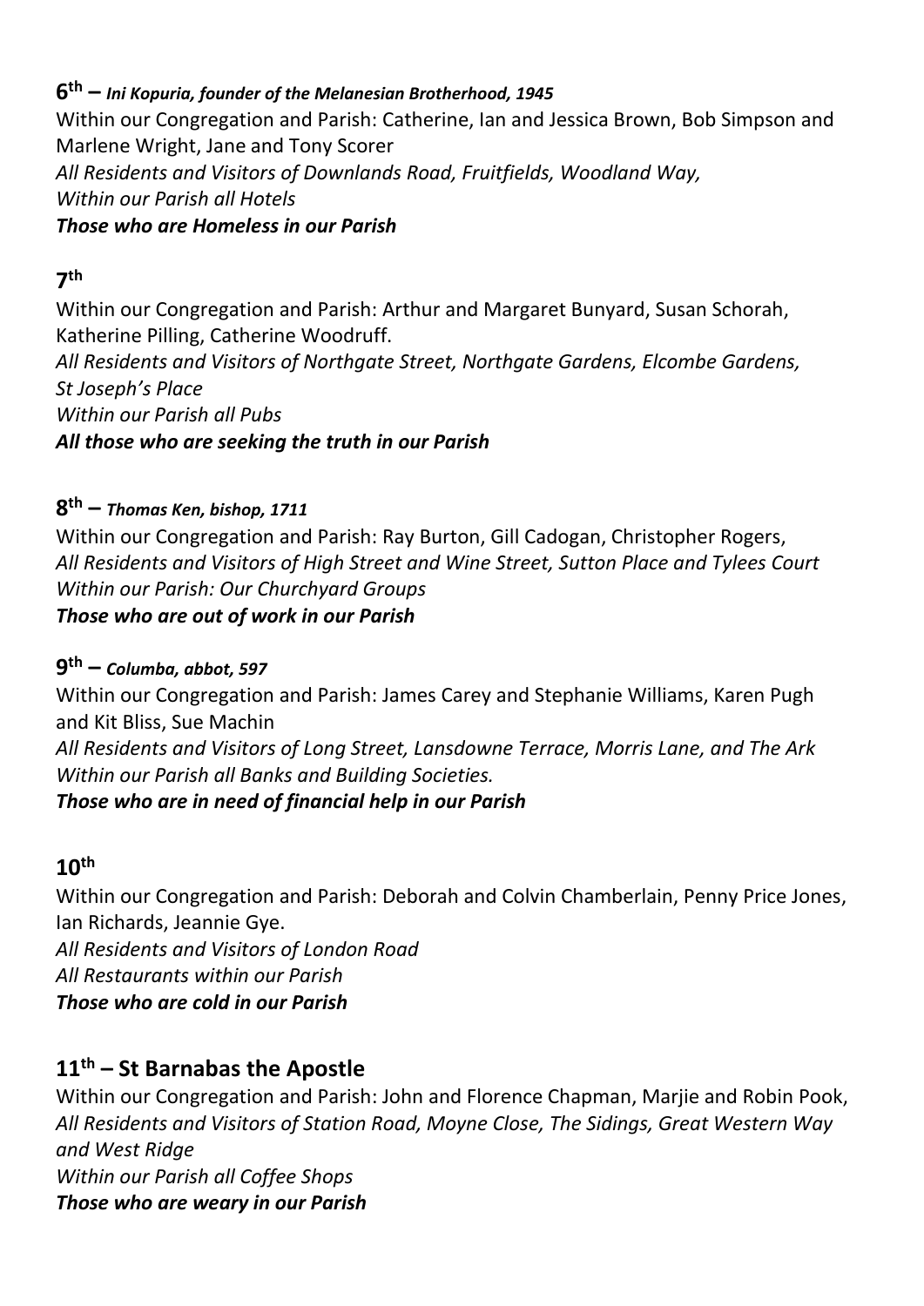**6th** – ***Ini Kopuria, founder of the Melanesian Brotherhood, 1945***

Within our Congregation and Parish: Catherine, Ian and Jessica Brown, Bob Simpson and Marlene Wright, Jane and Tony Scorer
*All Residents and Visitors of Downlands Road, Fruitfields, Woodland Way,*
*Within our Parish all Hotels*
***Those who are Homeless in our Parish***

**7th**

Within our Congregation and Parish: Arthur and Margaret Bunyard, Susan Schorah, Katherine Pilling, Catherine Woodruff.
*All Residents and Visitors of Northgate Street, Northgate Gardens, Elcombe Gardens, St Joseph's Place*
*Within our Parish all Pubs*
***All those who are seeking the truth in our Parish***

**8th** – ***Thomas Ken, bishop, 1711***

Within our Congregation and Parish: Ray Burton, Gill Cadogan, Christopher Rogers,
*All Residents and Visitors of High Street and Wine Street, Sutton Place and Tylees Court*
*Within our Parish: Our Churchyard Groups*
***Those who are out of work in our Parish***

**9th** – ***Columba, abbot, 597***

Within our Congregation and Parish: James Carey and Stephanie Williams, Karen Pugh and Kit Bliss, Sue Machin
*All Residents and Visitors of Long Street, Lansdowne Terrace, Morris Lane, and The Ark*
*Within our Parish all Banks and Building Societies.*
***Those who are in need of financial help in our Parish***

**10th**

Within our Congregation and Parish: Deborah and Colvin Chamberlain, Penny Price Jones, Ian Richards, Jeannie Gye.
*All Residents and Visitors of London Road*
*All Restaurants within our Parish*
***Those who are cold in our Parish***

**11th – St Barnabas the Apostle**

Within our Congregation and Parish: John and Florence Chapman, Marjie and Robin Pook,
*All Residents and Visitors of Station Road, Moyne Close, The Sidings, Great Western Way and West Ridge*
*Within our Parish all Coffee Shops*
***Those who are weary in our Parish***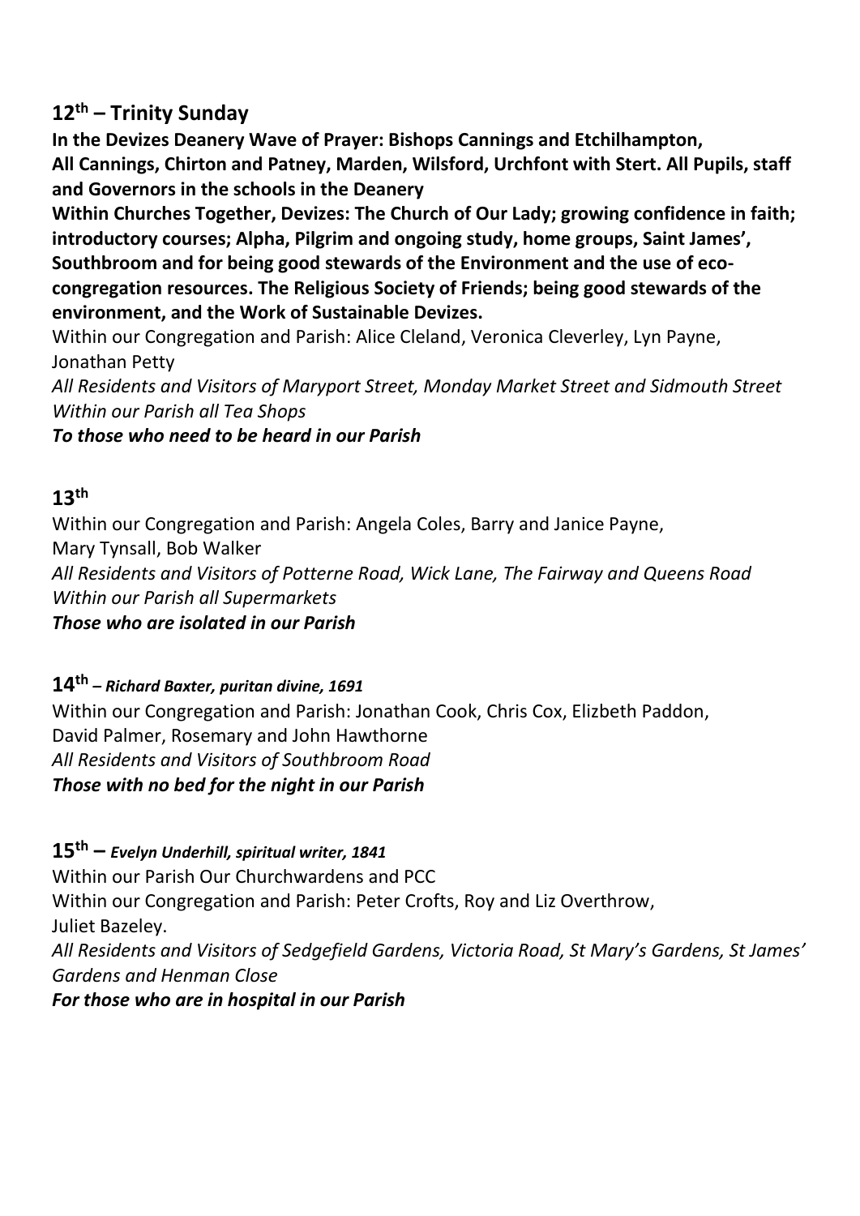## 12th – Trinity Sunday

**In the Devizes Deanery Wave of Prayer: Bishops Cannings and Etchilhampton, All Cannings, Chirton and Patney, Marden, Wilsford, Urchfont with Stert. All Pupils, staff and Governors in the schools in the Deanery**

**Within Churches Together, Devizes: The Church of Our Lady; growing confidence in faith; introductory courses; Alpha, Pilgrim and ongoing study, home groups, Saint James', Southbroom and for being good stewards of the Environment and the use of eco-congregation resources. The Religious Society of Friends; being good stewards of the environment, and the Work of Sustainable Devizes.**

Within our Congregation and Parish: Alice Cleland, Veronica Cleverley, Lyn Payne, Jonathan Petty

*All Residents and Visitors of Maryport Street, Monday Market Street and Sidmouth Street*

*Within our Parish all Tea Shops*

***To those who need to be heard in our Parish***

## 13th

Within our Congregation and Parish: Angela Coles, Barry and Janice Payne, Mary Tynsall, Bob Walker

*All Residents and Visitors of Potterne Road, Wick Lane, The Fairway and Queens Road*

*Within our Parish all Supermarkets*

***Those who are isolated in our Parish***

## 14th – *Richard Baxter, puritan divine, 1691*

Within our Congregation and Parish: Jonathan Cook, Chris Cox, Elizbeth Paddon, David Palmer, Rosemary and John Hawthorne

*All Residents and Visitors of Southbroom Road*

***Those with no bed for the night in our Parish***

## 15th – *Evelyn Underhill, spiritual writer, 1841*

Within our Parish Our Churchwardens and PCC

Within our Congregation and Parish: Peter Crofts, Roy and Liz Overthrow, Juliet Bazeley.

*All Residents and Visitors of Sedgefield Gardens, Victoria Road, St Mary's Gardens, St James' Gardens and Henman Close*

***For those who are in hospital in our Parish***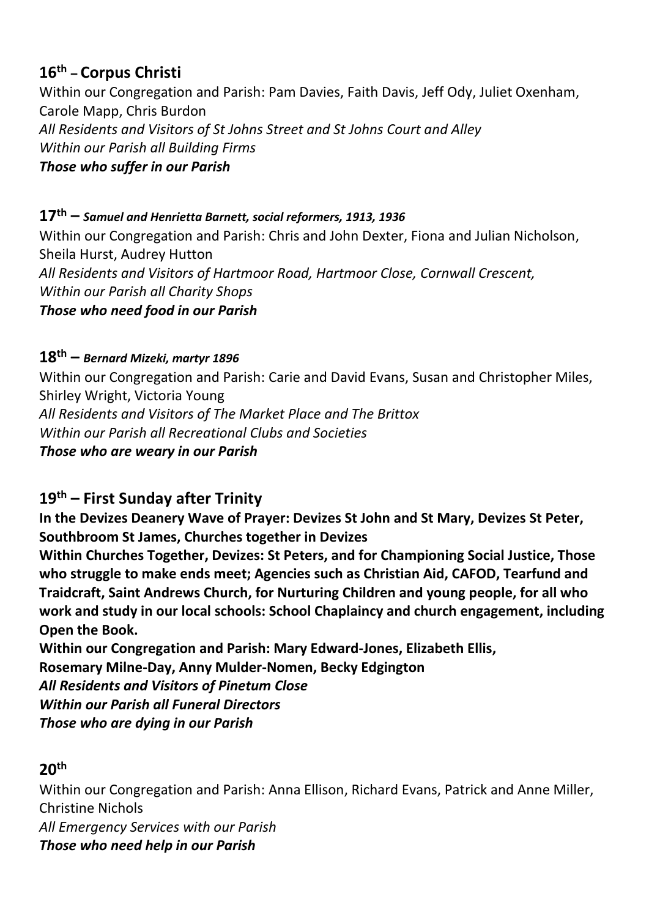### 16th – Corpus Christi

Within our Congregation and Parish: Pam Davies, Faith Davis, Jeff Ody, Juliet Oxenham, Carole Mapp, Chris Burdon
*All Residents and Visitors of St Johns Street and St Johns Court and Alley*
*Within our Parish all Building Firms*
***Those who suffer in our Parish***

### 17th – *Samuel and Henrietta Barnett, social reformers, 1913, 1936*

Within our Congregation and Parish: Chris and John Dexter, Fiona and Julian Nicholson, Sheila Hurst, Audrey Hutton
*All Residents and Visitors of Hartmoor Road, Hartmoor Close, Cornwall Crescent,*
*Within our Parish all Charity Shops*
***Those who need food in our Parish***

### 18th – *Bernard Mizeki, martyr 1896*

Within our Congregation and Parish: Carie and David Evans, Susan and Christopher Miles, Shirley Wright, Victoria Young
*All Residents and Visitors of The Market Place and The Brittox*
*Within our Parish all Recreational Clubs and Societies*
***Those who are weary in our Parish***

### 19th – First Sunday after Trinity

**In the Devizes Deanery Wave of Prayer: Devizes St John and St Mary, Devizes St Peter, Southbroom St James, Churches together in Devizes**

**Within Churches Together, Devizes: St Peters, and for Championing Social Justice, Those who struggle to make ends meet; Agencies such as Christian Aid, CAFOD, Tearfund and Traidcraft, Saint Andrews Church, for Nurturing Children and young people, for all who work and study in our local schools: School Chaplaincy and church engagement, including Open the Book.**

**Within our Congregation and Parish: Mary Edward-Jones, Elizabeth Ellis, Rosemary Milne-Day, Anny Mulder-Nomen, Becky Edgington**
***All Residents and Visitors of Pinetum Close***
***Within our Parish all Funeral Directors***
***Those who are dying in our Parish***

### 20th

Within our Congregation and Parish: Anna Ellison, Richard Evans, Patrick and Anne Miller, Christine Nichols
*All Emergency Services with our Parish*
***Those who need help in our Parish***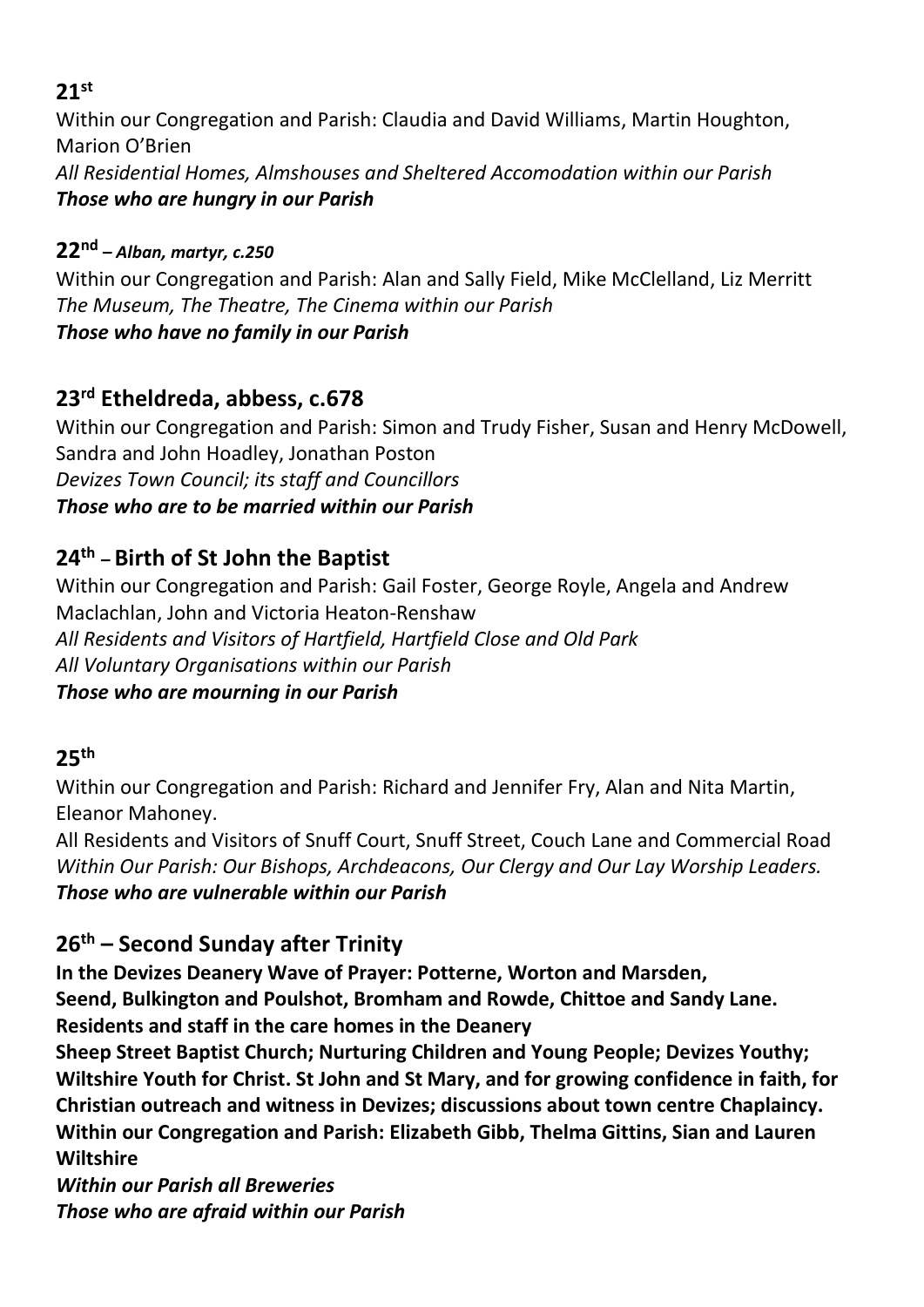**21st**

Within our Congregation and Parish: Claudia and David Williams, Martin Houghton, Marion O'Brien

*All Residential Homes, Almshouses and Sheltered Accomodation within our Parish*

***Those who are hungry in our Parish***

**22nd** *– Alban, martyr, c.250*

Within our Congregation and Parish: Alan and Sally Field, Mike McClelland, Liz Merritt

*The Museum, The Theatre, The Cinema within our Parish*

***Those who have no family in our Parish***

## 23rd Etheldreda, abbess, c.678

Within our Congregation and Parish: Simon and Trudy Fisher, Susan and Henry McDowell, Sandra and John Hoadley, Jonathan Poston

*Devizes Town Council; its staff and Councillors*

***Those who are to be married within our Parish***

## 24th – Birth of St John the Baptist

Within our Congregation and Parish: Gail Foster, George Royle, Angela and Andrew Maclachlan, John and Victoria Heaton-Renshaw

*All Residents and Visitors of Hartfield, Hartfield Close and Old Park*

*All Voluntary Organisations within our Parish*

***Those who are mourning in our Parish***

**25th**

Within our Congregation and Parish: Richard and Jennifer Fry, Alan and Nita Martin, Eleanor Mahoney.

All Residents and Visitors of Snuff Court, Snuff Street, Couch Lane and Commercial Road

*Within Our Parish: Our Bishops, Archdeacons, Our Clergy and Our Lay Worship Leaders.*

***Those who are vulnerable within our Parish***

## 26th – Second Sunday after Trinity

**In the Devizes Deanery Wave of Prayer: Potterne, Worton and Marsden, Seend, Bulkington and Poulshot, Bromham and Rowde, Chittoe and Sandy Lane.**

**Residents and staff in the care homes in the Deanery**

**Sheep Street Baptist Church; Nurturing Children and Young People; Devizes Youthy; Wiltshire Youth for Christ. St John and St Mary, and for growing confidence in faith, for Christian outreach and witness in Devizes; discussions about town centre Chaplaincy.**

**Within our Congregation and Parish: Elizabeth Gibb, Thelma Gittins, Sian and Lauren Wiltshire**

***Within our Parish all Breweries***

***Those who are afraid within our Parish***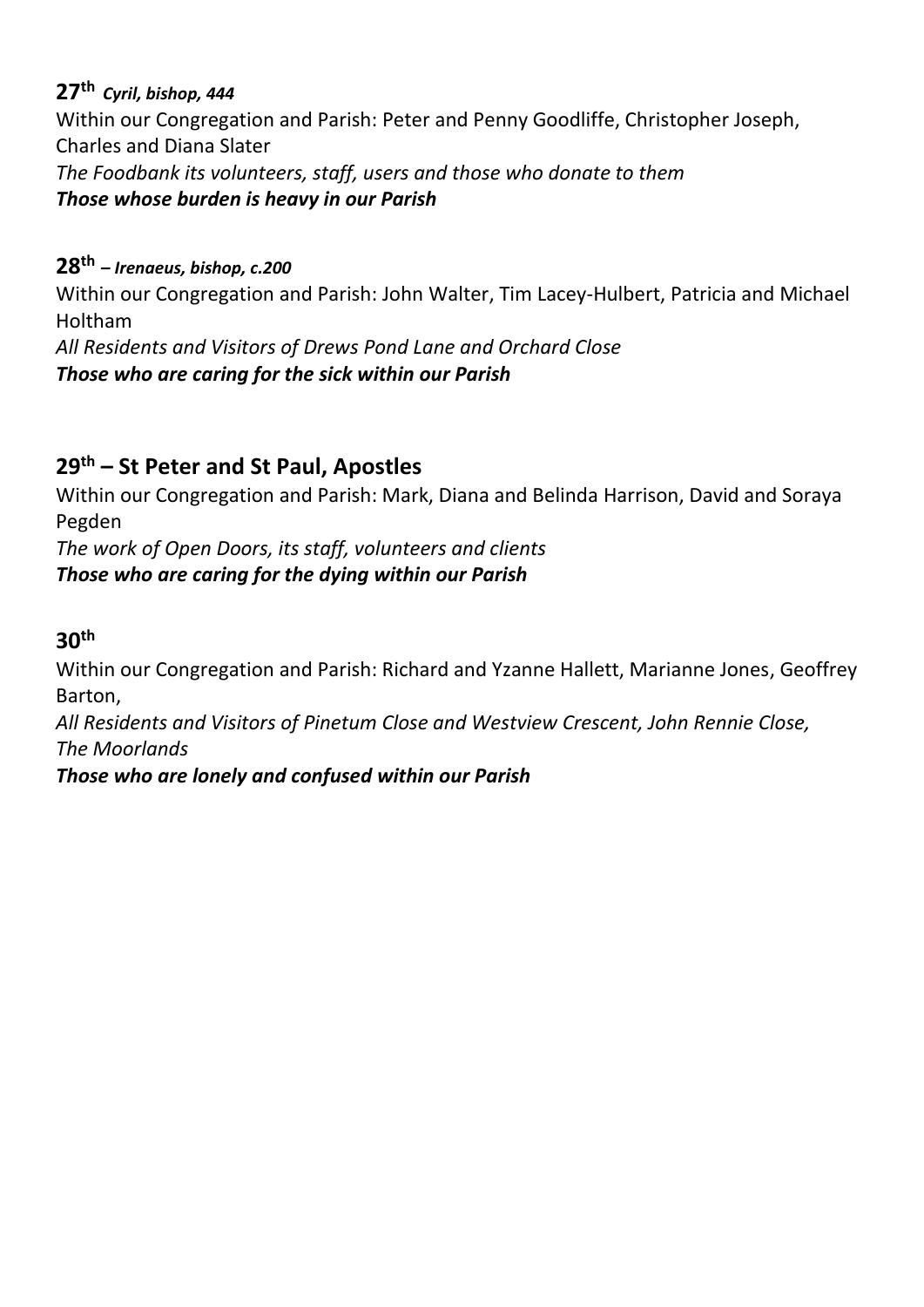**27th** ***Cyril, bishop, 444***

Within our Congregation and Parish: Peter and Penny Goodliffe, Christopher Joseph, Charles and Diana Slater

*The Foodbank its volunteers, staff, users and those who donate to them*

***Those whose burden is heavy in our Parish***

**28th** ***– Irenaeus, bishop, c.200***

Within our Congregation and Parish: John Walter, Tim Lacey-Hulbert, Patricia and Michael Holtham

*All Residents and Visitors of Drews Pond Lane and Orchard Close*

***Those who are caring for the sick within our Parish***

## 29th – St Peter and St Paul, Apostles

Within our Congregation and Parish: Mark, Diana and Belinda Harrison, David and Soraya Pegden

*The work of Open Doors, its staff, volunteers and clients*

***Those who are caring for the dying within our Parish***

## 30th

Within our Congregation and Parish: Richard and Yzanne Hallett, Marianne Jones, Geoffrey Barton,

*All Residents and Visitors of Pinetum Close and Westview Crescent, John Rennie Close, The Moorlands*

***Those who are lonely and confused within our Parish***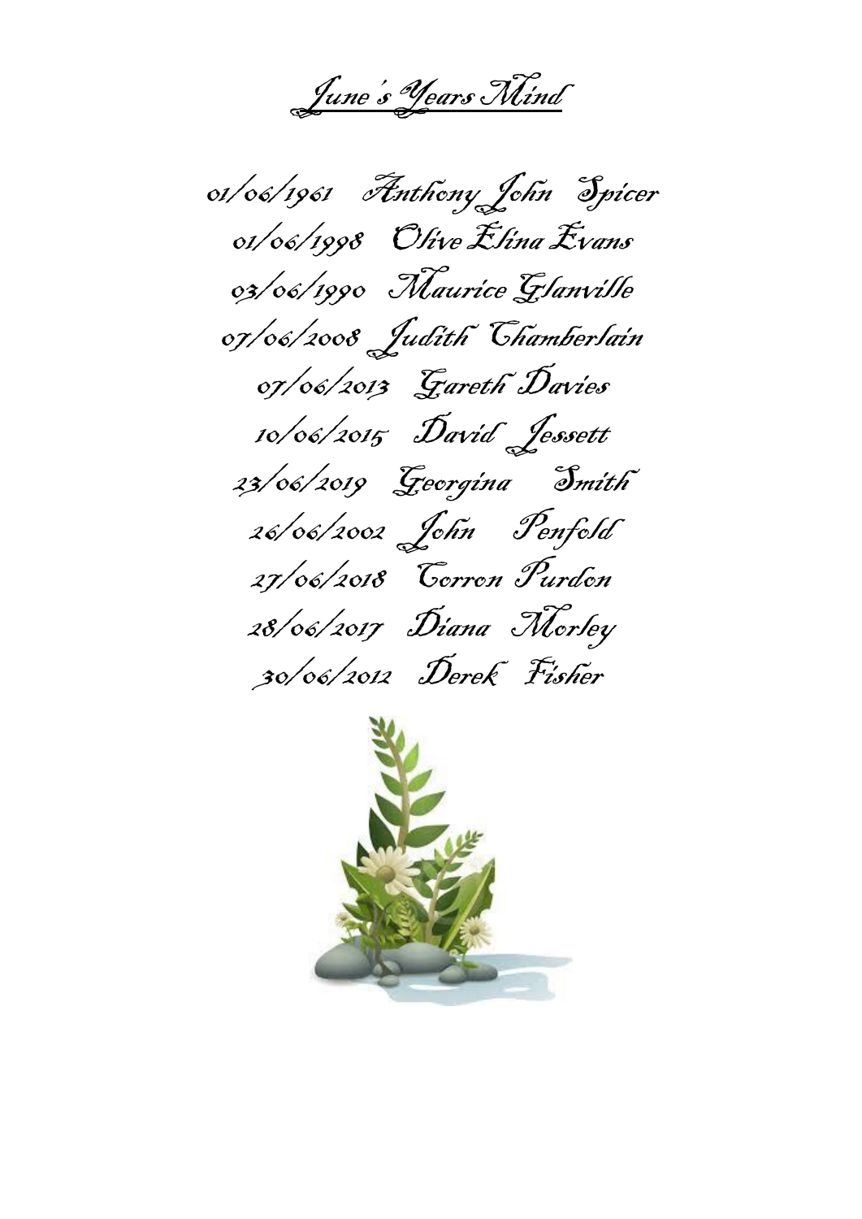# June's Years Mind

01/06/1961 Anthony John Spicer

01/06/1998 Olive Elina Evans

03/06/1990 Maurice Glanville

07/06/2008 Judith Chamberlain

07/06/2013 Gareth Davies

10/06/2015 David Jessett

23/06/2019 Georgina Smith

26/06/2002 John Penfold

27/06/2018 Corron Purdon

28/06/2017 Diana Morley

30/06/2012 Derek Fisher